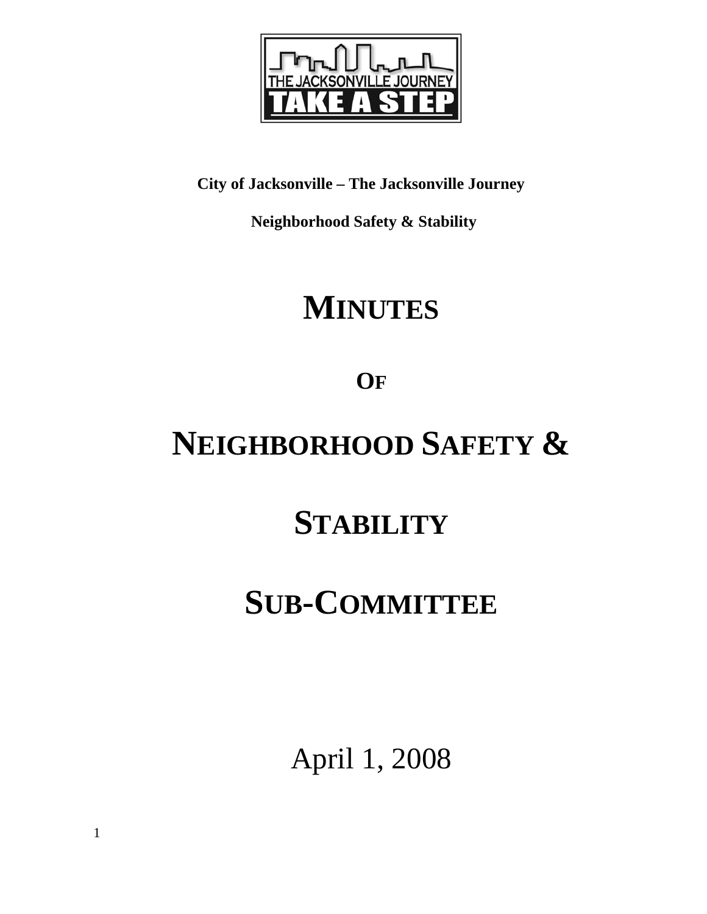**City of Jacksonville – The Jacksonville Journey**

**Neighborhood Safety & Stability**

# MINUTES

# OF

# NEIGHBORHOOD SAFETY & STABILITY SUB-COMMITTEE

April 1, 2008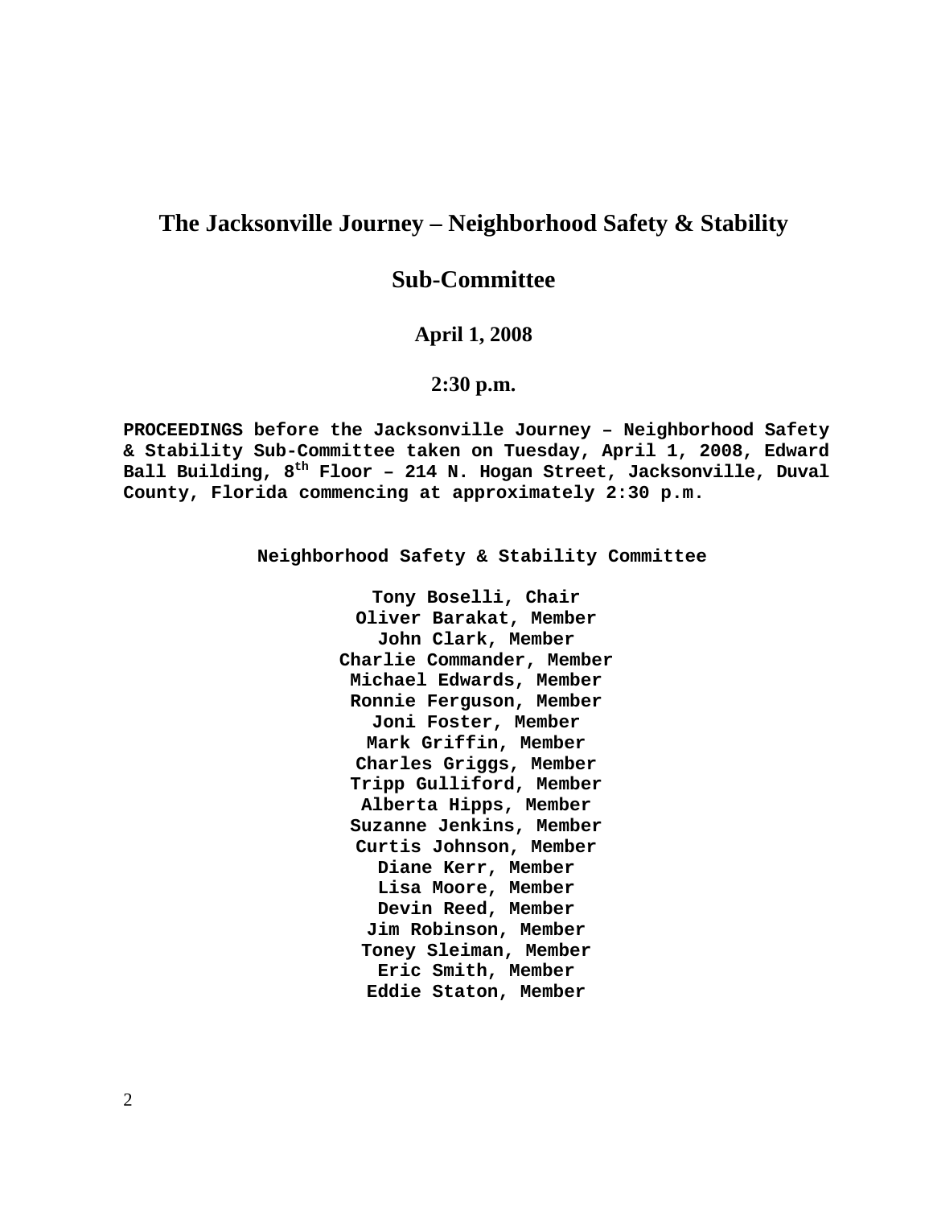# The Jacksonville Journey – Neighborhood Safety & Stability

# Sub-Committee

**April 1, 2008**

**2:30 p.m.**

**PROCEEDINGS before the Jacksonville Journey – Neighborhood Safety & Stability Sub-Committee taken on Tuesday, April 1, 2008, Edward Ball Building, 8th Floor – 214 N. Hogan Street, Jacksonville, Duval County, Florida commencing at approximately 2:30 p.m.**

**Neighborhood Safety & Stability Committee**

**Tony Boselli, Chair**
**Oliver Barakat, Member**
**John Clark, Member**
**Charlie Commander, Member**
**Michael Edwards, Member**
**Ronnie Ferguson, Member**
**Joni Foster, Member**
**Mark Griffin, Member**
**Charles Griggs, Member**
**Tripp Gulliford, Member**
**Alberta Hipps, Member**
**Suzanne Jenkins, Member**
**Curtis Johnson, Member**
**Diane Kerr, Member**
**Lisa Moore, Member**
**Devin Reed, Member**
**Jim Robinson, Member**
**Toney Sleiman, Member**
**Eric Smith, Member**
**Eddie Staton, Member**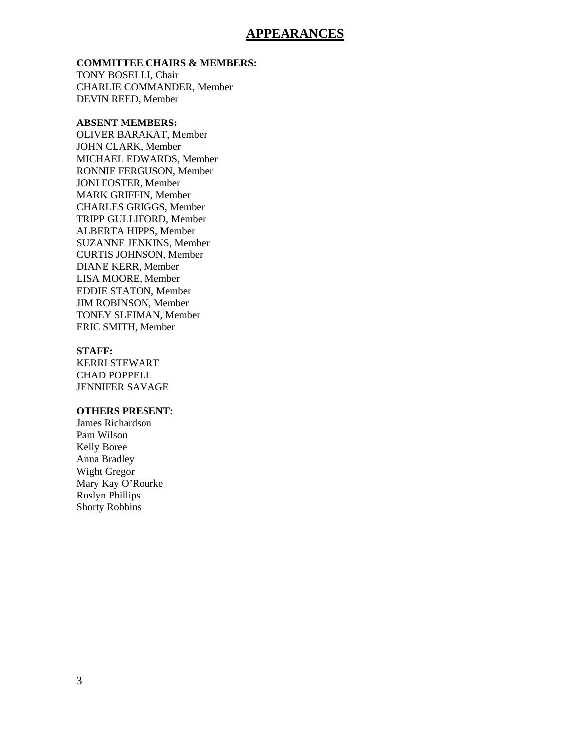# APPEARANCES

**COMMITTEE CHAIRS & MEMBERS:**
TONY BOSELLI, Chair
CHARLIE COMMANDER, Member
DEVIN REED, Member

**ABSENT MEMBERS:**
OLIVER BARAKAT, Member
JOHN CLARK, Member
MICHAEL EDWARDS, Member
RONNIE FERGUSON, Member
JONI FOSTER, Member
MARK GRIFFIN, Member
CHARLES GRIGGS, Member
TRIPP GULLIFORD, Member
ALBERTA HIPPS, Member
SUZANNE JENKINS, Member
CURTIS JOHNSON, Member
DIANE KERR, Member
LISA MOORE, Member
EDDIE STATON, Member
JIM ROBINSON, Member
TONEY SLEIMAN, Member
ERIC SMITH, Member

**STAFF:**
KERRI STEWART
CHAD POPPELL
JENNIFER SAVAGE

**OTHERS PRESENT:**
James Richardson
Pam Wilson
Kelly Boree
Anna Bradley
Wight Gregor
Mary Kay O'Rourke
Roslyn Phillips
Shorty Robbins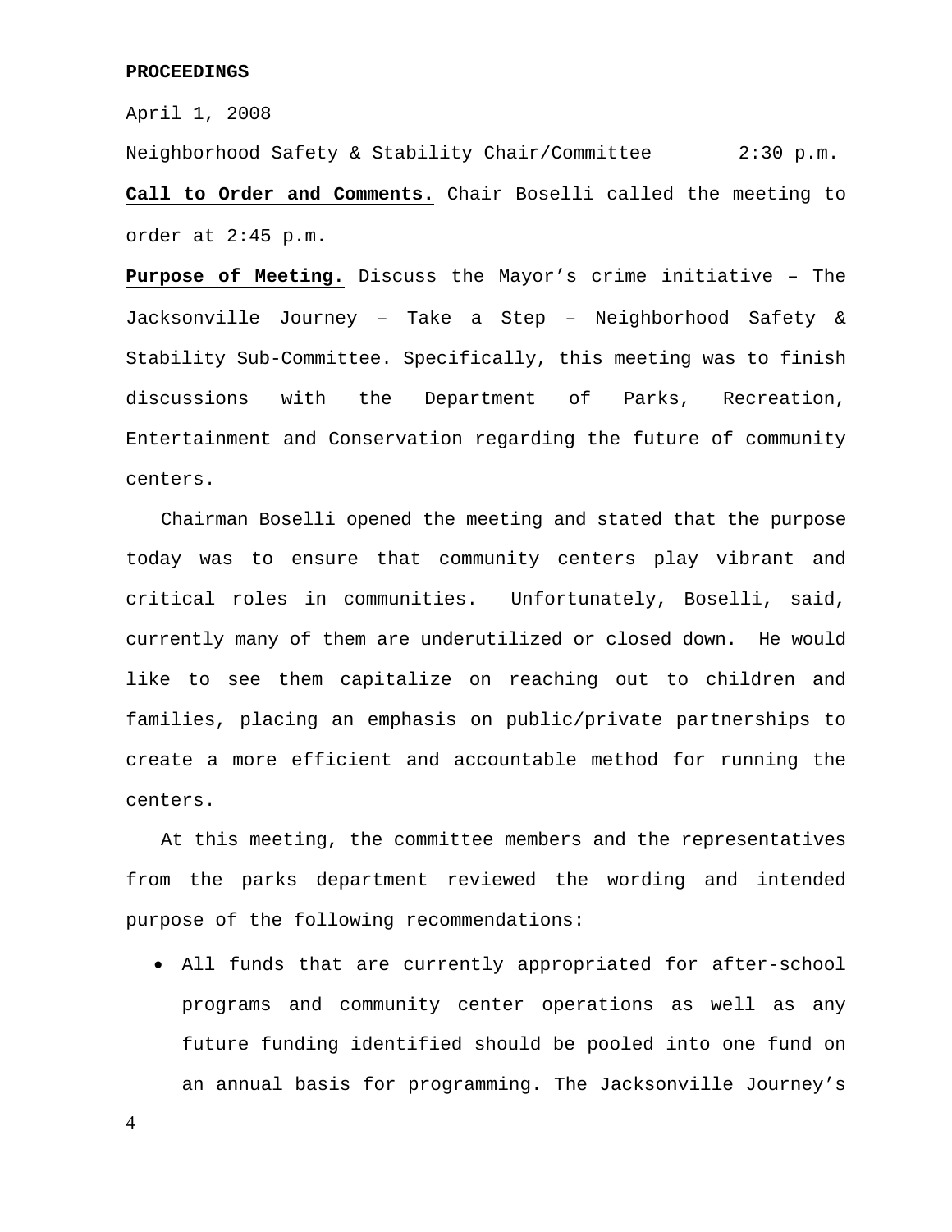**PROCEEDINGS**

April 1, 2008

Neighborhood Safety & Stability Chair/Committee 2:30 p.m.

**Call to Order and Comments.** Chair Boselli called the meeting to order at 2:45 p.m.

**Purpose of Meeting.** Discuss the Mayor's crime initiative – The Jacksonville Journey – Take a Step – Neighborhood Safety & Stability Sub-Committee. Specifically, this meeting was to finish discussions with the Department of Parks, Recreation, Entertainment and Conservation regarding the future of community centers.

Chairman Boselli opened the meeting and stated that the purpose today was to ensure that community centers play vibrant and critical roles in communities. Unfortunately, Boselli, said, currently many of them are underutilized or closed down. He would like to see them capitalize on reaching out to children and families, placing an emphasis on public/private partnerships to create a more efficient and accountable method for running the centers.

At this meeting, the committee members and the representatives from the parks department reviewed the wording and intended purpose of the following recommendations:

- All funds that are currently appropriated for after-school programs and community center operations as well as any future funding identified should be pooled into one fund on an annual basis for programming. The Jacksonville Journey's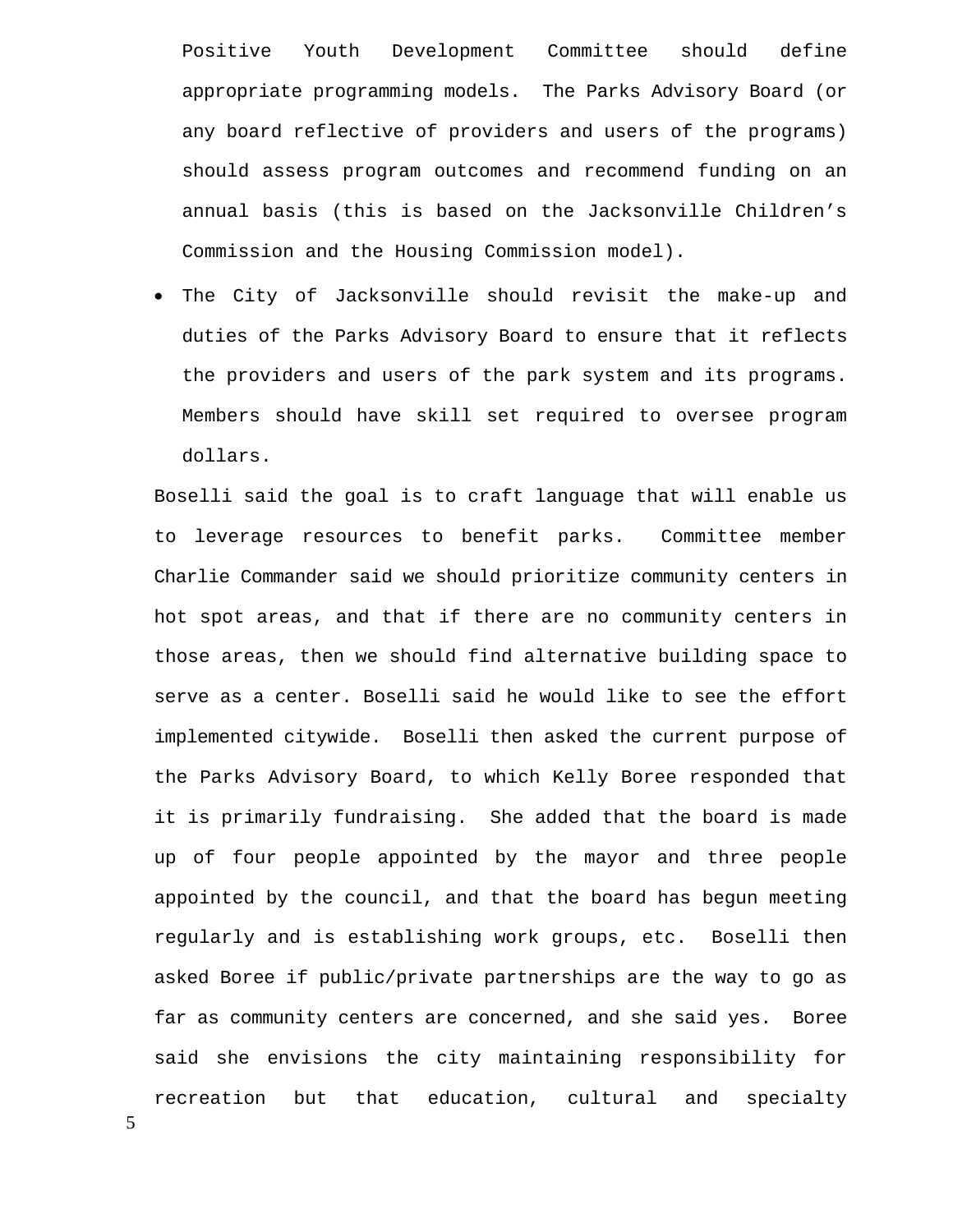Positive Youth Development Committee should define appropriate programming models. The Parks Advisory Board (or any board reflective of providers and users of the programs) should assess program outcomes and recommend funding on an annual basis (this is based on the Jacksonville Children's Commission and the Housing Commission model).

- The City of Jacksonville should revisit the make-up and duties of the Parks Advisory Board to ensure that it reflects the providers and users of the park system and its programs. Members should have skill set required to oversee program dollars.

Boselli said the goal is to craft language that will enable us to leverage resources to benefit parks. Committee member Charlie Commander said we should prioritize community centers in hot spot areas, and that if there are no community centers in those areas, then we should find alternative building space to serve as a center. Boselli said he would like to see the effort implemented citywide. Boselli then asked the current purpose of the Parks Advisory Board, to which Kelly Boree responded that it is primarily fundraising. She added that the board is made up of four people appointed by the mayor and three people appointed by the council, and that the board has begun meeting regularly and is establishing work groups, etc. Boselli then asked Boree if public/private partnerships are the way to go as far as community centers are concerned, and she said yes. Boree said she envisions the city maintaining responsibility for recreation but that education, cultural and specialty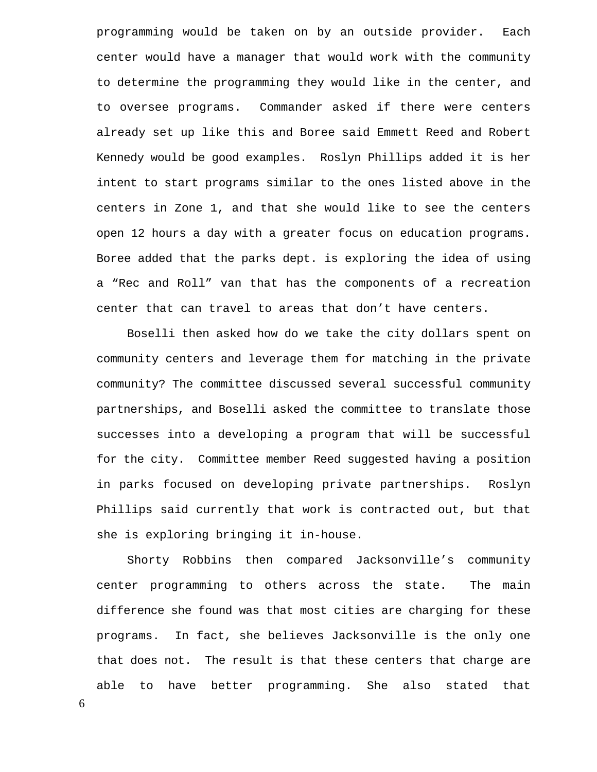programming would be taken on by an outside provider. Each center would have a manager that would work with the community to determine the programming they would like in the center, and to oversee programs. Commander asked if there were centers already set up like this and Boree said Emmett Reed and Robert Kennedy would be good examples. Roslyn Phillips added it is her intent to start programs similar to the ones listed above in the centers in Zone 1, and that she would like to see the centers open 12 hours a day with a greater focus on education programs. Boree added that the parks dept. is exploring the idea of using a “Rec and Roll” van that has the components of a recreation center that can travel to areas that don’t have centers.

Boselli then asked how do we take the city dollars spent on community centers and leverage them for matching in the private community? The committee discussed several successful community partnerships, and Boselli asked the committee to translate those successes into a developing a program that will be successful for the city. Committee member Reed suggested having a position in parks focused on developing private partnerships. Roslyn Phillips said currently that work is contracted out, but that she is exploring bringing it in-house.

Shorty Robbins then compared Jacksonville’s community center programming to others across the state. The main difference she found was that most cities are charging for these programs. In fact, she believes Jacksonville is the only one that does not. The result is that these centers that charge are able to have better programming. She also stated that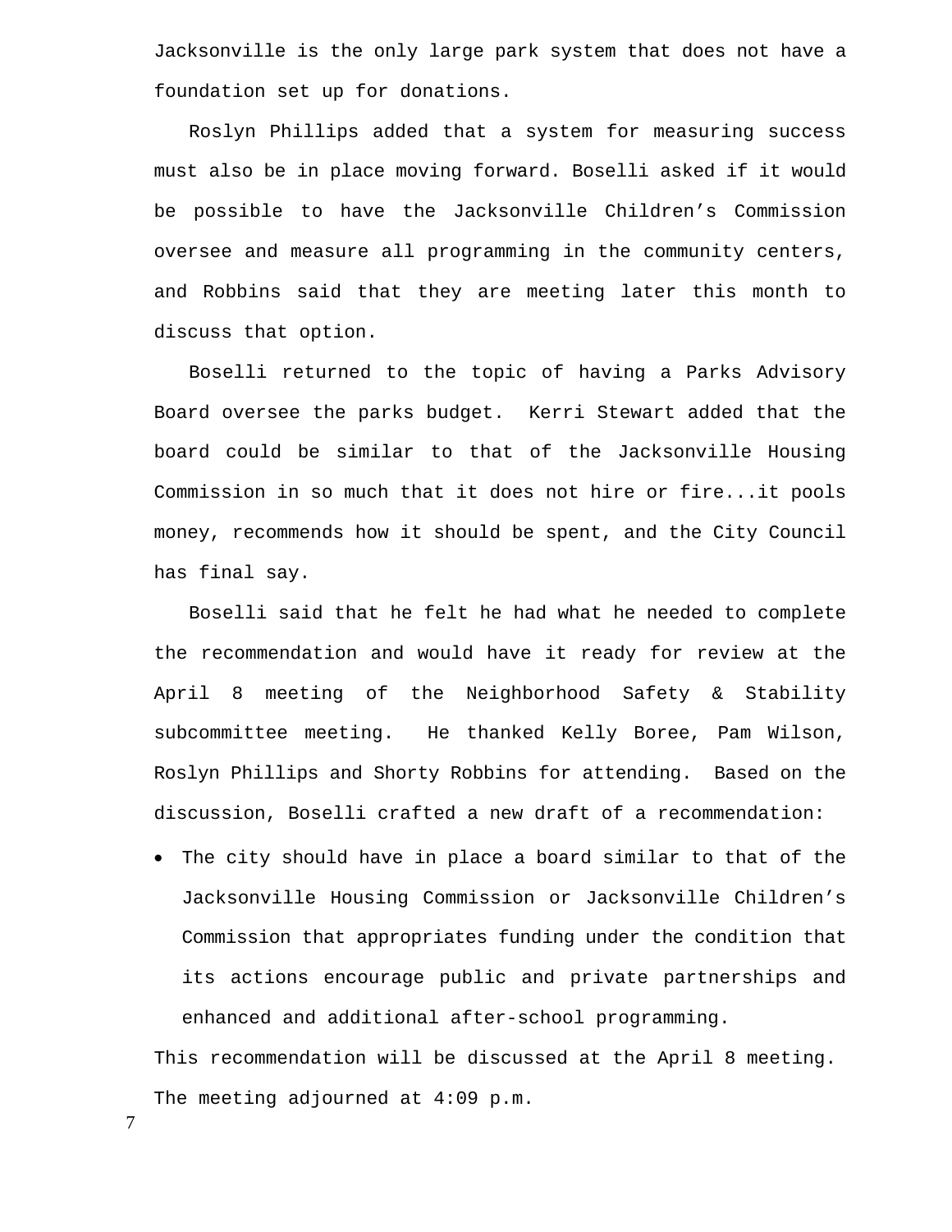Jacksonville is the only large park system that does not have a foundation set up for donations.

Roslyn Phillips added that a system for measuring success must also be in place moving forward. Boselli asked if it would be possible to have the Jacksonville Children's Commission oversee and measure all programming in the community centers, and Robbins said that they are meeting later this month to discuss that option.

Boselli returned to the topic of having a Parks Advisory Board oversee the parks budget. Kerri Stewart added that the board could be similar to that of the Jacksonville Housing Commission in so much that it does not hire or fire...it pools money, recommends how it should be spent, and the City Council has final say.

Boselli said that he felt he had what he needed to complete the recommendation and would have it ready for review at the April 8 meeting of the Neighborhood Safety & Stability subcommittee meeting. He thanked Kelly Boree, Pam Wilson, Roslyn Phillips and Shorty Robbins for attending. Based on the discussion, Boselli crafted a new draft of a recommendation:

- The city should have in place a board similar to that of the Jacksonville Housing Commission or Jacksonville Children's Commission that appropriates funding under the condition that its actions encourage public and private partnerships and enhanced and additional after-school programming.

This recommendation will be discussed at the April 8 meeting.

The meeting adjourned at 4:09 p.m.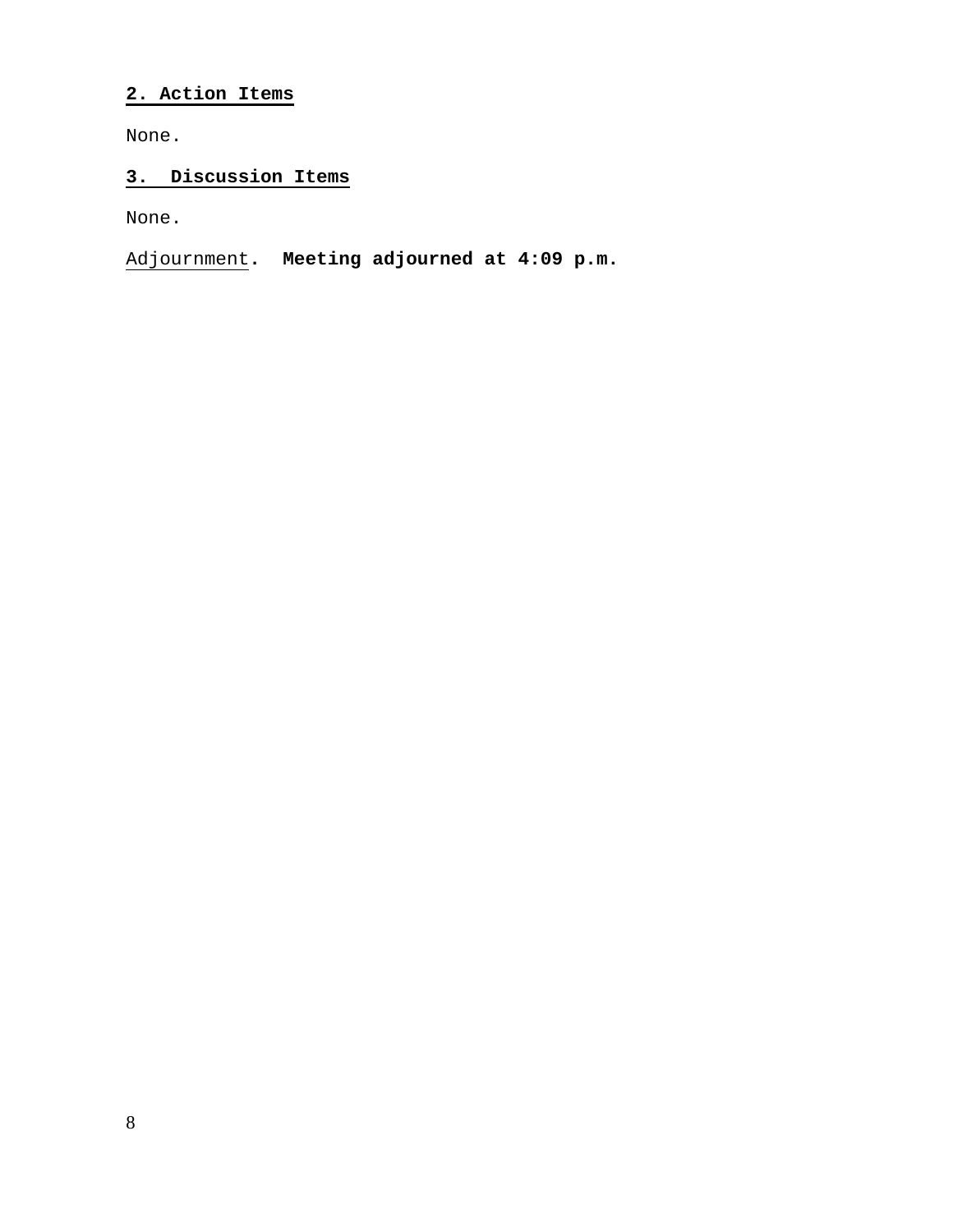**2. Action Items**

None.

**3. Discussion Items**

None.

Adjournment. **Meeting adjourned at 4:09 p.m.**